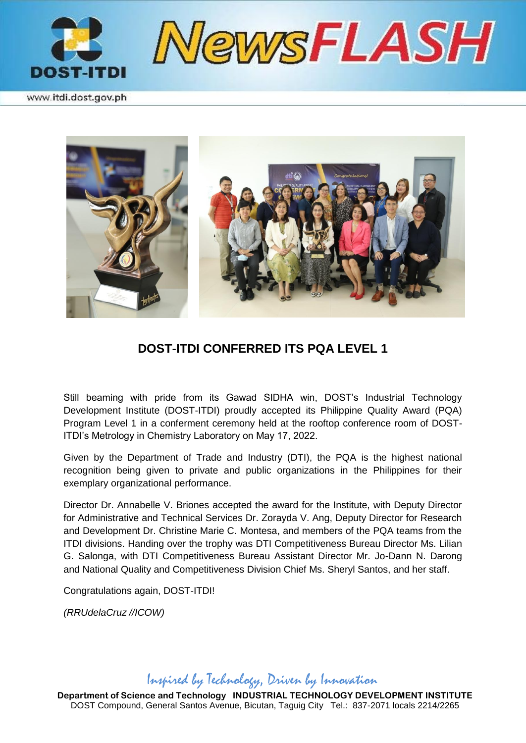# DOST-ITDI CONFERRED ITS PQA LEVEL 1

Still beaming with pride from its Gawad SIDHA win, DOST's Industrial Technology Development Institute (DOST-ITDI) proudly accepted its Philippine Quality Award (PQA) Program Level 1 in a conferment ceremony held at the rooftop conference room of DOST-ITDI's Metrology in Chemistry Laboratory on May 17, 2022.

Given by the Department of Trade and Industry (DTI), the PQA is the highest national recognition being given to private and public organizations in the Philippines for their exemplary organizational performance.

Director Dr. Annabelle V. Briones accepted the award for the Institute, with Deputy Director for Administrative and Technical Services Dr. Zorayda V. Ang, Deputy Director for Research and Development Dr. Christine Marie C. Montesa, and members of the PQA teams from the ITDI divisions. Handing over the trophy was DTI Competitiveness Bureau Director Ms. Lilian G. Salonga, with DTI Competitiveness Bureau Assistant Director Mr. Jo-Dann N. Darong and National Quality and Competitiveness Division Chief Ms. Sheryl Santos, and her staff.

Congratulations again, DOST-ITDI!

*(RRUdelaCruz //ICOW)*